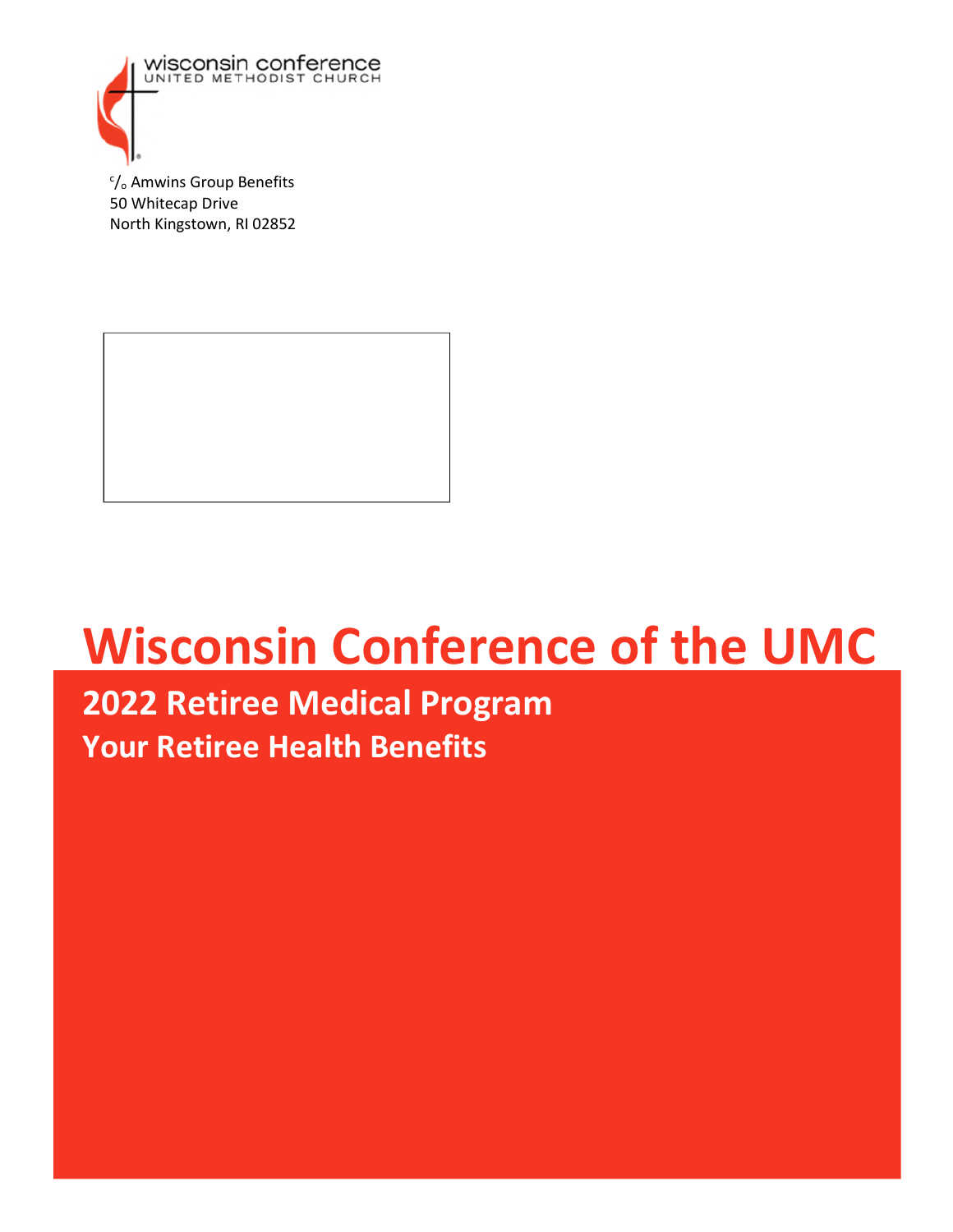wisconsin conference
UNITED METHODIST CHURCH

c/o Amwins Group Benefits
50 Whitecap Drive
North Kingstown, RI 02852

# Wisconsin Conference of the UMC

## 2022 Retiree Medical Program

### Your Retiree Health Benefits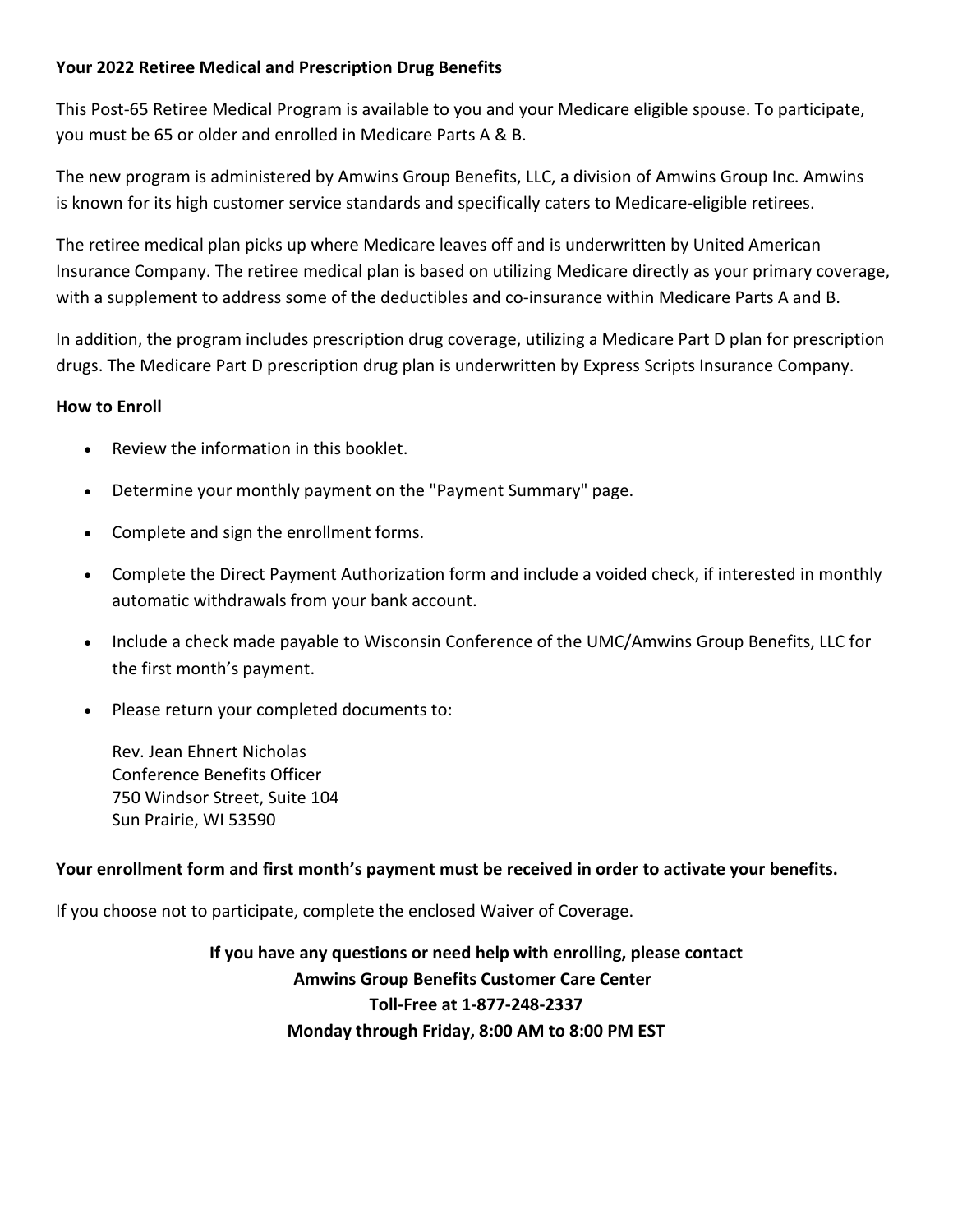## Your 2022 Retiree Medical and Prescription Drug Benefits

This Post-65 Retiree Medical Program is available to you and your Medicare eligible spouse. To participate, you must be 65 or older and enrolled in Medicare Parts A & B.

The new program is administered by Amwins Group Benefits, LLC, a division of Amwins Group Inc. Amwins is known for its high customer service standards and specifically caters to Medicare-eligible retirees.

The retiree medical plan picks up where Medicare leaves off and is underwritten by United American Insurance Company. The retiree medical plan is based on utilizing Medicare directly as your primary coverage, with a supplement to address some of the deductibles and co-insurance within Medicare Parts A and B.

In addition, the program includes prescription drug coverage, utilizing a Medicare Part D plan for prescription drugs. The Medicare Part D prescription drug plan is underwritten by Express Scripts Insurance Company.

### How to Enroll

- Review the information in this booklet.
- Determine your monthly payment on the "Payment Summary" page.
- Complete and sign the enrollment forms.
- Complete the Direct Payment Authorization form and include a voided check, if interested in monthly automatic withdrawals from your bank account.
- Include a check made payable to Wisconsin Conference of the UMC/Amwins Group Benefits, LLC for the first month's payment.
- Please return your completed documents to:

  Rev. Jean Ehnert Nicholas
  Conference Benefits Officer
  750 Windsor Street, Suite 104
  Sun Prairie, WI 53590

**Your enrollment form and first month's payment must be received in order to activate your benefits.**

If you choose not to participate, complete the enclosed Waiver of Coverage.

**If you have any questions or need help with enrolling, please contact**
**Amwins Group Benefits Customer Care Center**
**Toll-Free at 1-877-248-2337**
**Monday through Friday, 8:00 AM to 8:00 PM EST**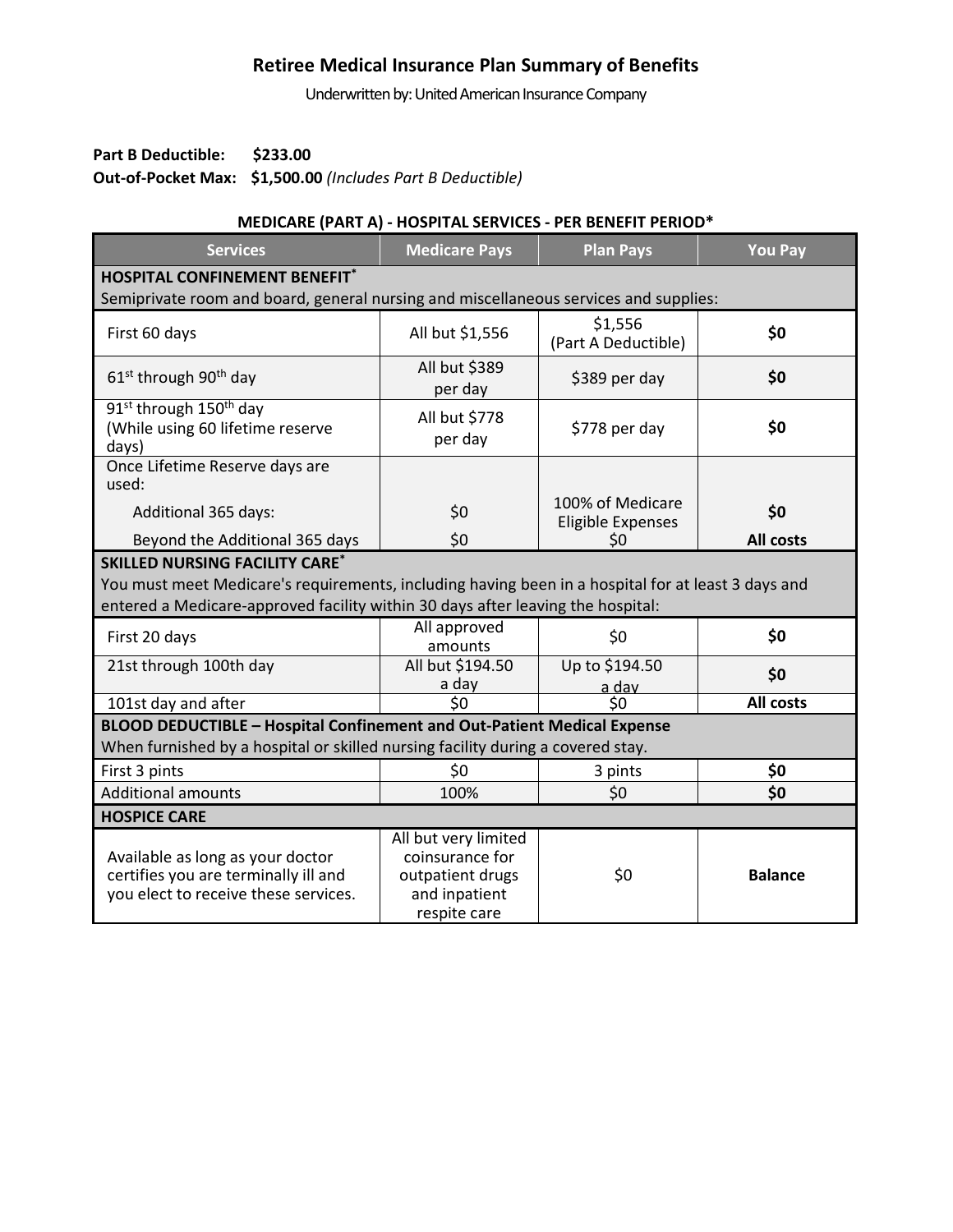# Retiree Medical Insurance Plan Summary of Benefits

Underwritten by: United American Insurance Company

**Part B Deductible:** **$233.00**
**Out-of-Pocket Max:** **$1,500.00** *(Includes Part B Deductible)*

**MEDICARE (PART A) - HOSPITAL SERVICES - PER BENEFIT PERIOD***

| Services | Medicare Pays | Plan Pays | You Pay |
|---|---|---|---|
| **HOSPITAL CONFINEMENT BENEFIT*** Semiprivate room and board, general nursing and miscellaneous services and supplies: | | | |
| First 60 days | All but $1,556 | $1,556 (Part A Deductible) | **$0** |
| 61st through 90th day | All but $389 per day | $389 per day | **$0** |
| 91st through 150th day (While using 60 lifetime reserve days) | All but $778 per day | $778 per day | **$0** |
| Once Lifetime Reserve days are used: | | | |
| Additional 365 days: | $0 | 100% of Medicare Eligible Expenses | **$0** |
| Beyond the Additional 365 days | $0 | $0 | **All costs** |
| **SKILLED NURSING FACILITY CARE*** You must meet Medicare's requirements, including having been in a hospital for at least 3 days and entered a Medicare-approved facility within 30 days after leaving the hospital: | | | |
| First 20 days | All approved amounts | $0 | **$0** |
| 21st through 100th day | All but $194.50 a day | Up to $194.50 a day | **$0** |
| 101st day and after | $0 | $0 | **All costs** |
| **BLOOD DEDUCTIBLE – Hospital Confinement and Out-Patient Medical Expense** When furnished by a hospital or skilled nursing facility during a covered stay. | | | |
| First 3 pints | $0 | 3 pints | **$0** |
| Additional amounts | 100% | $0 | **$0** |
| **HOSPICE CARE** | | | |
| Available as long as your doctor certifies you are terminally ill and you elect to receive these services. | All but very limited coinsurance for outpatient drugs and inpatient respite care | $0 | **Balance** |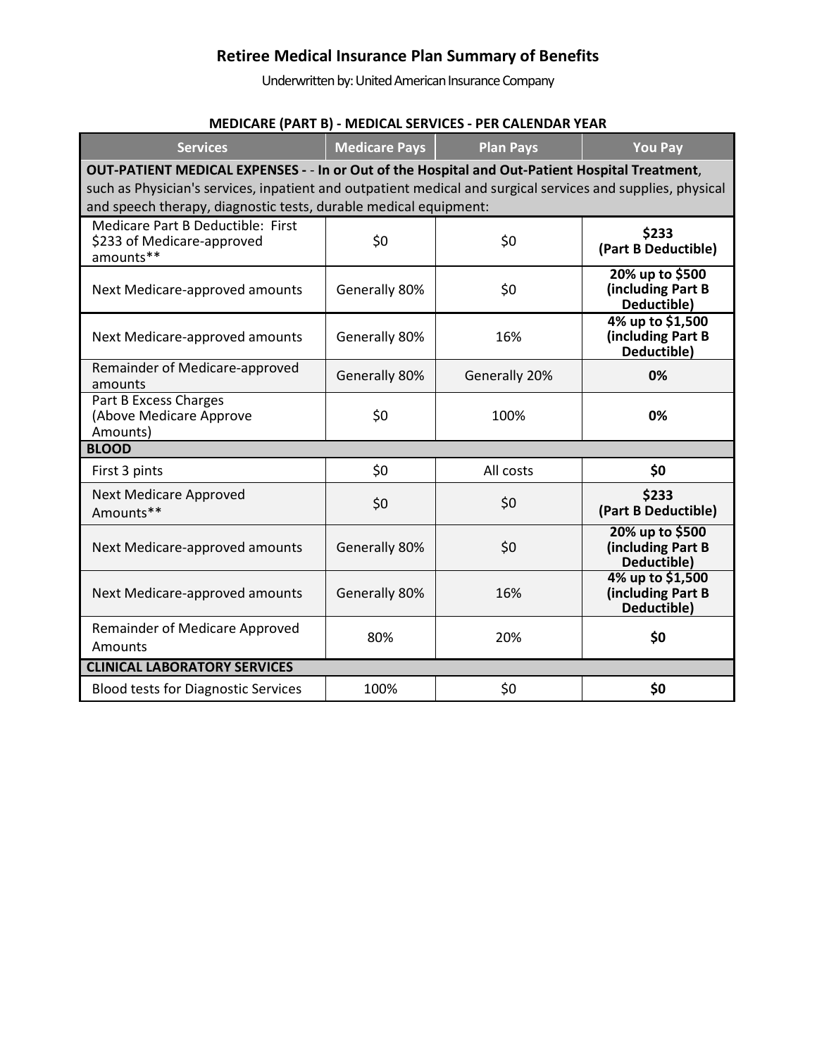# Retiree Medical Insurance Plan Summary of Benefits

Underwritten by: United American Insurance Company

**MEDICARE (PART B) - MEDICAL SERVICES - PER CALENDAR YEAR**

| Services | Medicare Pays | Plan Pays | You Pay |
|---|---|---|---|
| **OUT-PATIENT MEDICAL EXPENSES - - In or Out of the Hospital and Out-Patient Hospital Treatment**, such as Physician's services, inpatient and outpatient medical and surgical services and supplies, physical and speech therapy, diagnostic tests, durable medical equipment: | | | |
| Medicare Part B Deductible: First $233 of Medicare-approved amounts** | $0 | $0 | **$233 (Part B Deductible)** |
| Next Medicare-approved amounts | Generally 80% | $0 | **20% up to $500 (including Part B Deductible)** |
| Next Medicare-approved amounts | Generally 80% | 16% | **4% up to $1,500 (including Part B Deductible)** |
| Remainder of Medicare-approved amounts | Generally 80% | Generally 20% | **0%** |
| Part B Excess Charges (Above Medicare Approve Amounts) | $0 | 100% | **0%** |
| **BLOOD** | | | |
| First 3 pints | $0 | All costs | **$0** |
| Next Medicare Approved Amounts** | $0 | $0 | **$233 (Part B Deductible)** |
| Next Medicare-approved amounts | Generally 80% | $0 | **20% up to $500 (including Part B Deductible)** |
| Next Medicare-approved amounts | Generally 80% | 16% | **4% up to $1,500 (including Part B Deductible)** |
| Remainder of Medicare Approved Amounts | 80% | 20% | **$0** |
| **CLINICAL LABORATORY SERVICES** | | | |
| Blood tests for Diagnostic Services | 100% | $0 | **$0** |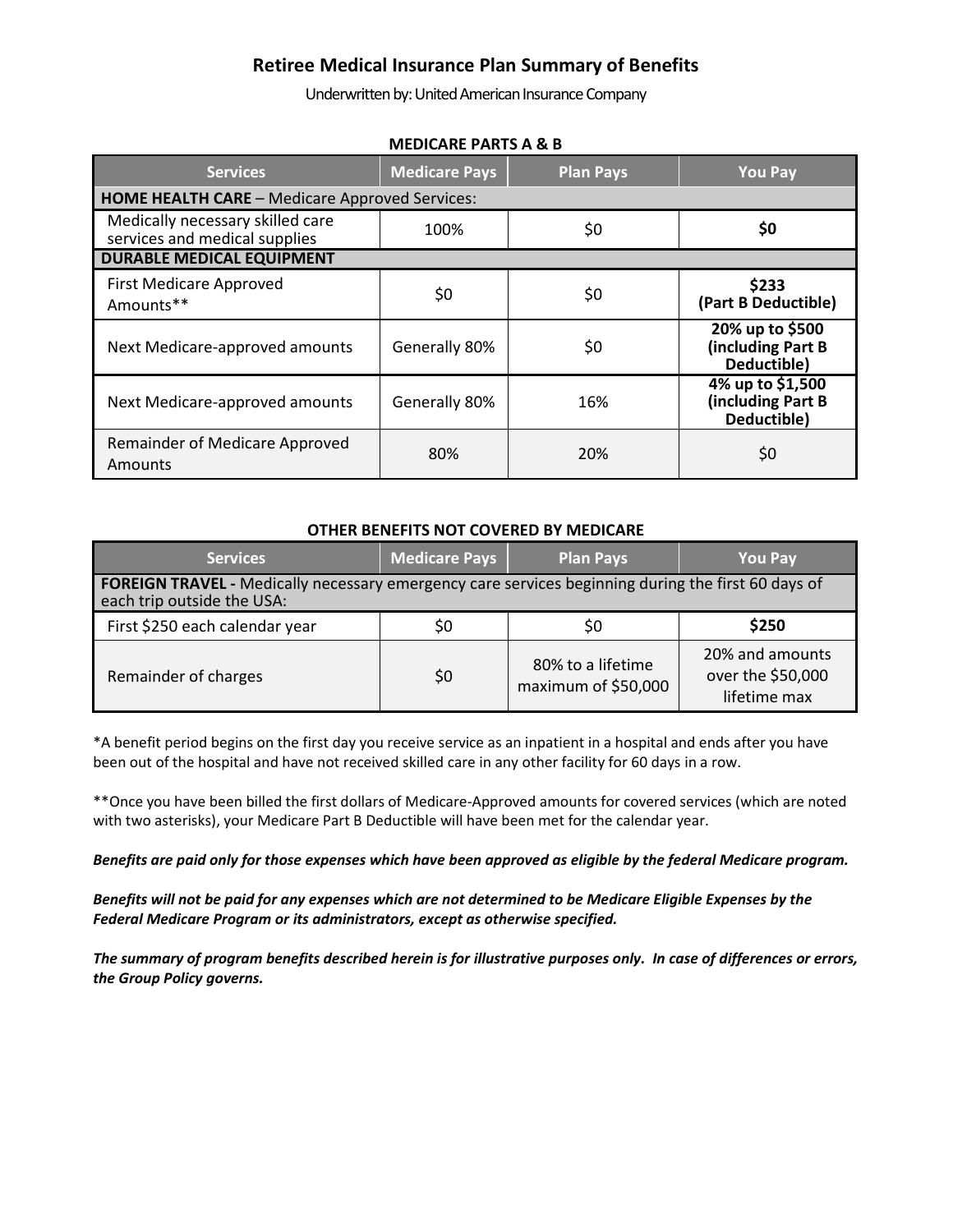# Retiree Medical Insurance Plan Summary of Benefits

Underwritten by: United American Insurance Company

**MEDICARE PARTS A & B**

| Services | Medicare Pays | Plan Pays | You Pay |
|---|---|---|---|
| **HOME HEALTH CARE** – Medicare Approved Services: | | | |
| Medically necessary skilled care services and medical supplies | 100% | $0 | **$0** |
| **DURABLE MEDICAL EQUIPMENT** | | | |
| First Medicare Approved Amounts** | $0 | $0 | **$233 (Part B Deductible)** |
| Next Medicare-approved amounts | Generally 80% | $0 | **20% up to $500 (including Part B Deductible)** |
| Next Medicare-approved amounts | Generally 80% | 16% | **4% up to $1,500 (including Part B Deductible)** |
| Remainder of Medicare Approved Amounts | 80% | 20% | $0 |

**OTHER BENEFITS NOT COVERED BY MEDICARE**

| Services | Medicare Pays | Plan Pays | You Pay |
|---|---|---|---|
| **FOREIGN TRAVEL -** Medically necessary emergency care services beginning during the first 60 days of each trip outside the USA: | | | |
| First $250 each calendar year | $0 | $0 | **$250** |
| Remainder of charges | $0 | 80% to a lifetime maximum of $50,000 | 20% and amounts over the $50,000 lifetime max |

*A benefit period begins on the first day you receive service as an inpatient in a hospital and ends after you have been out of the hospital and have not received skilled care in any other facility for 60 days in a row.

**Once you have been billed the first dollars of Medicare-Approved amounts for covered services (which are noted with two asterisks), your Medicare Part B Deductible will have been met for the calendar year.

***Benefits are paid only for those expenses which have been approved as eligible by the federal Medicare program.***

***Benefits will not be paid for any expenses which are not determined to be Medicare Eligible Expenses by the Federal Medicare Program or its administrators, except as otherwise specified.***

***The summary of program benefits described herein is for illustrative purposes only. In case of differences or errors, the Group Policy governs.***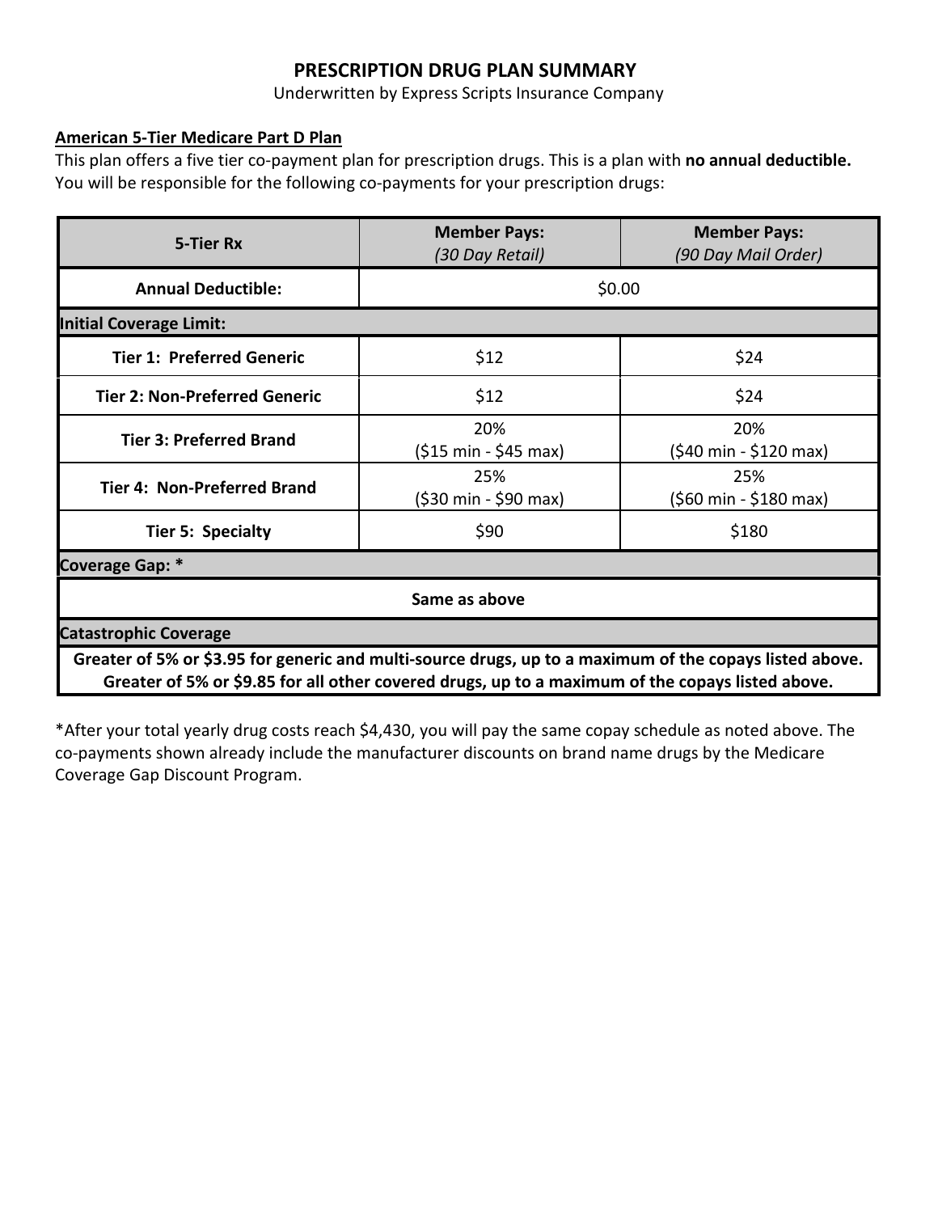# PRESCRIPTION DRUG PLAN SUMMARY

Underwritten by Express Scripts Insurance Company

**American 5-Tier Medicare Part D Plan**

This plan offers a five tier co-payment plan for prescription drugs. This is a plan with **no annual deductible.** You will be responsible for the following co-payments for your prescription drugs:

| 5-Tier Rx | Member Pays: *(30 Day Retail)* | Member Pays: *(90 Day Mail Order)* |
|---|---|---|
| **Annual Deductible:** | $0.00 | |
| **Initial Coverage Limit:** | | |
| **Tier 1: Preferred Generic** | $12 | $24 |
| **Tier 2: Non-Preferred Generic** | $12 | $24 |
| **Tier 3: Preferred Brand** | 20% ($15 min - $45 max) | 20% ($40 min - $120 max) |
| **Tier 4: Non-Preferred Brand** | 25% ($30 min - $90 max) | 25% ($60 min - $180 max) |
| **Tier 5: Specialty** | $90 | $180 |
| **Coverage Gap: *** | | |
| **Same as above** | | |
| **Catastrophic Coverage** | | |
| **Greater of 5% or $3.95 for generic and multi-source drugs, up to a maximum of the copays listed above. Greater of 5% or $9.85 for all other covered drugs, up to a maximum of the copays listed above.** | | |

*After your total yearly drug costs reach $4,430, you will pay the same copay schedule as noted above. The co-payments shown already include the manufacturer discounts on brand name drugs by the Medicare Coverage Gap Discount Program.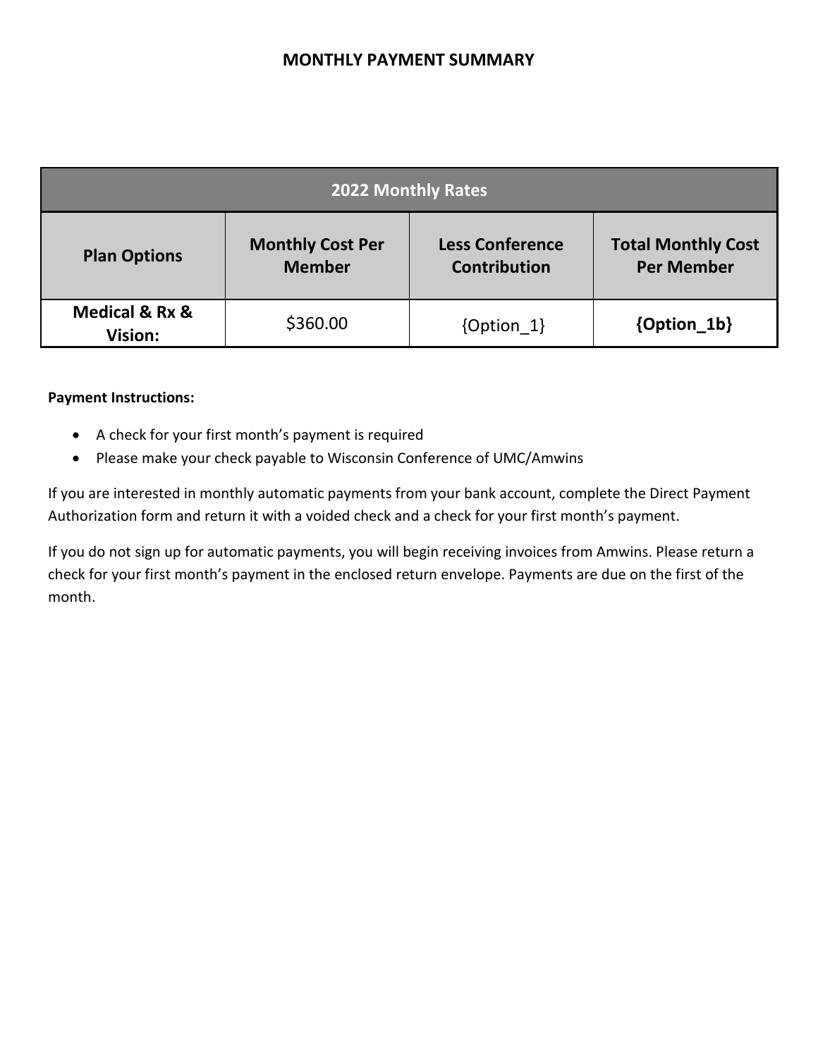# MONTHLY PAYMENT SUMMARY

| 2022 Monthly Rates | | | |
|---|---|---|---|
| **Plan Options** | **Monthly Cost Per Member** | **Less Conference Contribution** | **Total Monthly Cost Per Member** |
| **Medical & Rx & Vision:** | $360.00 | {Option_1} | **{Option_1b}** |

**Payment Instructions:**

- A check for your first month's payment is required
- Please make your check payable to Wisconsin Conference of UMC/Amwins

If you are interested in monthly automatic payments from your bank account, complete the Direct Payment Authorization form and return it with a voided check and a check for your first month's payment.

If you do not sign up for automatic payments, you will begin receiving invoices from Amwins. Please return a check for your first month's payment in the enclosed return envelope. Payments are due on the first of the month.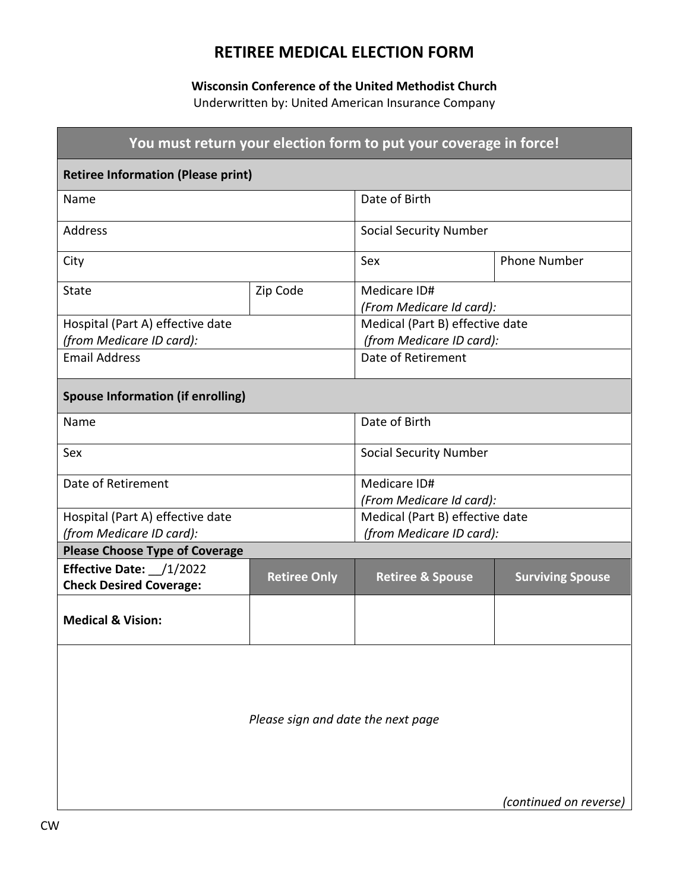# RETIREE MEDICAL ELECTION FORM

**Wisconsin Conference of the United Methodist Church**

Underwritten by: United American Insurance Company

**You must return your election form to put your coverage in force!**

| **Retiree Information (Please print)** | | | |
|---|---|---|---|
| Name | | Date of Birth | |
| Address | | Social Security Number | |
| City | | Sex | Phone Number |
| State | Zip Code | Medicare ID# *(From Medicare Id card):* | |
| Hospital (Part A) effective date *(from Medicare ID card):* | | Medical (Part B) effective date *(from Medicare ID card):* | |
| Email Address | | Date of Retirement | |

| **Spouse Information (if enrolling)** | |
|---|---|
| Name | Date of Birth |
| Sex | Social Security Number |
| Date of Retirement | Medicare ID# *(From Medicare Id card):* |
| Hospital (Part A) effective date *(from Medicare ID card):* | Medical (Part B) effective date *(from Medicare ID card):* |

**Please Choose Type of Coverage**

| **Effective Date:** __/1/2022 **Check Desired Coverage:** | **Retiree Only** | **Retiree & Spouse** | **Surviving Spouse** |
|---|---|---|---|
| **Medical & Vision:** | | | |

*Please sign and date the next page*

*(continued on reverse)*

CW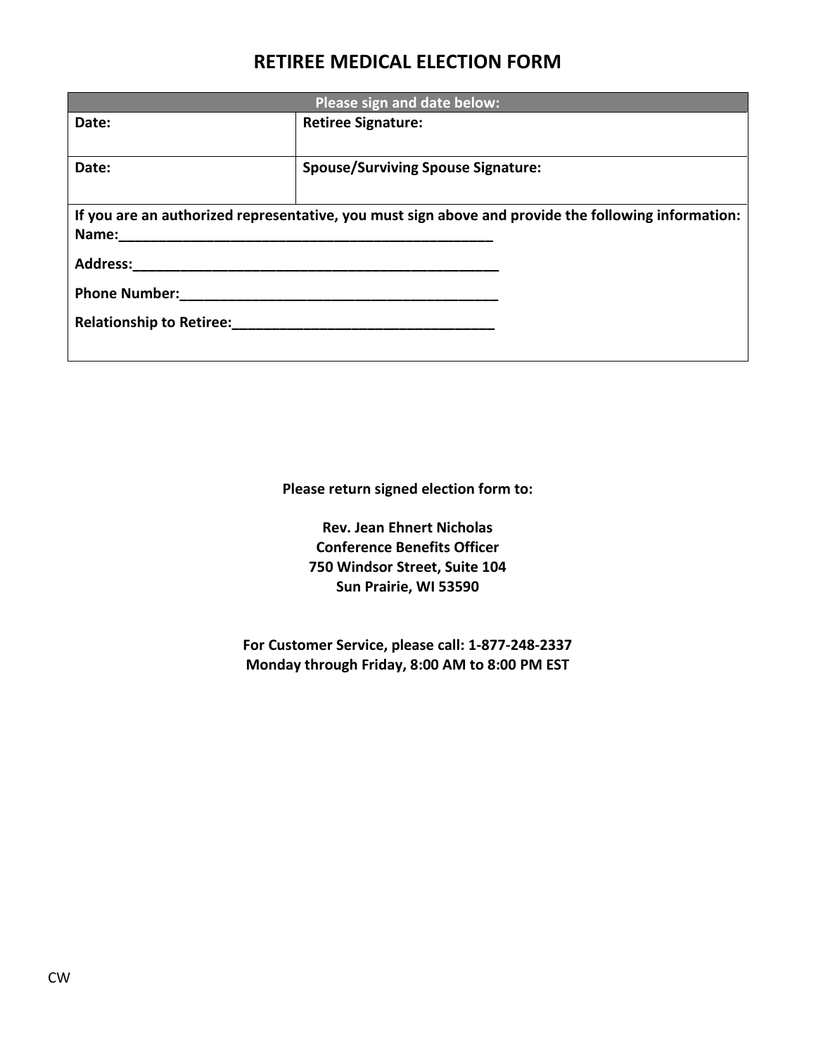# RETIREE MEDICAL ELECTION FORM

| Please sign and date below: | |
|---|---|
| **Date:** | **Retiree Signature:** |
| **Date:** | **Spouse/Surviving Spouse Signature:** |
| **If you are an authorized representative, you must sign above and provide the following information:**<br>**Name:**_______________________________________________<br>**Address:**_______________________________________________<br>**Phone Number:**__________________________________________<br>**Relationship to Retiree:**_________________________________ | |

**Please return signed election form to:**

**Rev. Jean Ehnert Nicholas**
**Conference Benefits Officer**
**750 Windsor Street, Suite 104**
**Sun Prairie, WI 53590**

**For Customer Service, please call: 1-877-248-2337**
**Monday through Friday, 8:00 AM to 8:00 PM EST**

CW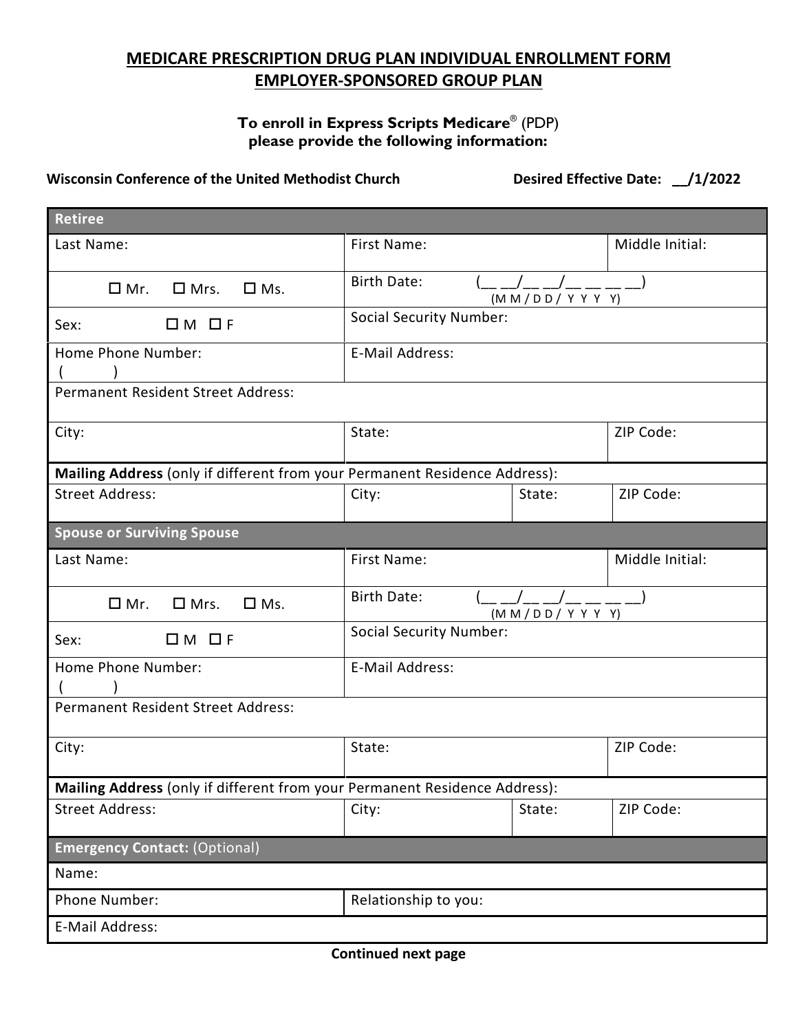# MEDICARE PRESCRIPTION DRUG PLAN INDIVIDUAL ENROLLMENT FORM
## EMPLOYER-SPONSORED GROUP PLAN

**To enroll in Express Scripts Medicare® (PDP) please provide the following information:**

**Wisconsin Conference of the United Methodist Church** **Desired Effective Date: \_\_/1/2022**

| **Retiree** | | | |
|---|---|---|---|
| Last Name: | First Name: | | Middle Initial: |
| ☐ Mr. ☐ Mrs. ☐ Ms. | Birth Date: (\_\_ \_\_/\_\_ \_\_/\_\_ \_\_ \_\_ \_\_) (M M / D D / Y Y Y Y) | | |
| Sex: ☐ M ☐ F | Social Security Number: | | |
| Home Phone Number: ( ) | E-Mail Address: | | |
| Permanent Resident Street Address: | | | |
| City: | State: | | ZIP Code: |
| **Mailing Address** (only if different from your Permanent Residence Address): | | | |
| Street Address: | City: | State: | ZIP Code: |
| **Spouse or Surviving Spouse** | | | |
| Last Name: | First Name: | | Middle Initial: |
| ☐ Mr. ☐ Mrs. ☐ Ms. | Birth Date: (\_\_ \_\_/\_\_ \_\_/\_\_ \_\_ \_\_ \_\_) (M M / D D / Y Y Y Y) | | |
| Sex: ☐ M ☐ F | Social Security Number: | | |
| Home Phone Number: ( ) | E-Mail Address: | | |
| Permanent Resident Street Address: | | | |
| City: | State: | | ZIP Code: |
| **Mailing Address** (only if different from your Permanent Residence Address): | | | |
| Street Address: | City: | State: | ZIP Code: |
| **Emergency Contact:** (Optional) | | | |
| Name: | | | |
| Phone Number: | Relationship to you: | | |
| E-Mail Address: | | | |

**Continued next page**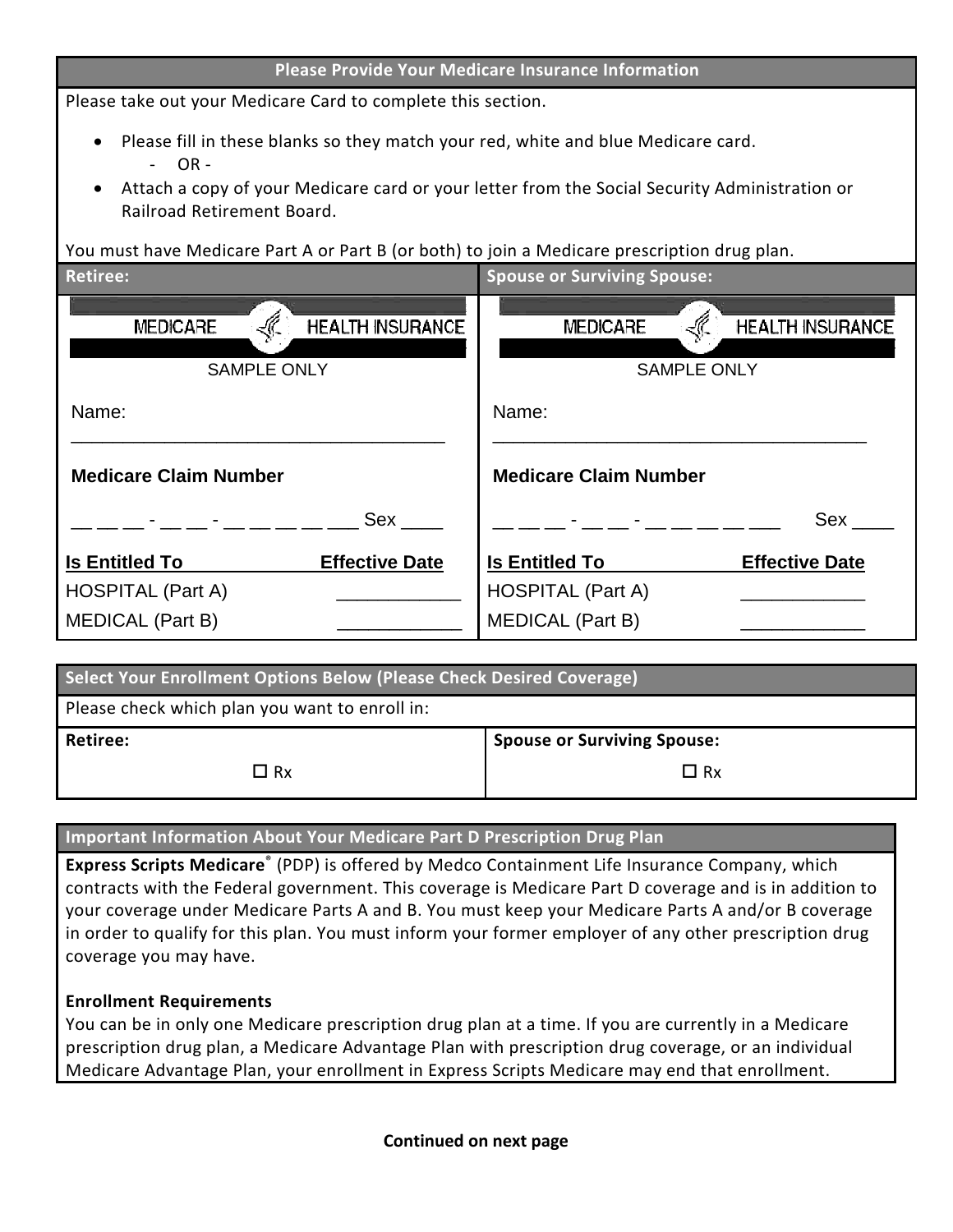## Please Provide Your Medicare Insurance Information

Please take out your Medicare Card to complete this section.

- Please fill in these blanks so they match your red, white and blue Medicare card.
  - OR -
- Attach a copy of your Medicare card or your letter from the Social Security Administration or Railroad Retirement Board.

You must have Medicare Part A or Part B (or both) to join a Medicare prescription drug plan.

| Retiree: | Spouse or Surviving Spouse: |
|---|---|
| MEDICARE HEALTH INSURANCE | MEDICARE HEALTH INSURANCE |
| SAMPLE ONLY | SAMPLE ONLY |
| Name: ____________________________________ | Name: ____________________________________ |
| **Medicare Claim Number** | **Medicare Claim Number** |
| __ __ __ - __ __ - __ __ __ __ ___ Sex ____ | __ __ __ - __ __ - __ __ __ __ ___ Sex ____ |
| **Is Entitled To** **Effective Date** | **Is Entitled To** **Effective Date** |
| HOSPITAL (Part A) ___________ | HOSPITAL (Part A) ___________ |
| MEDICAL (Part B) ___________ | MEDICAL (Part B) ___________ |

## Select Your Enrollment Options Below (Please Check Desired Coverage)

Please check which plan you want to enroll in:

| Retiree: | Spouse or Surviving Spouse: |
|---|---|
| ☐ Rx | ☐ Rx |

## Important Information About Your Medicare Part D Prescription Drug Plan

**Express Scripts Medicare**® (PDP) is offered by Medco Containment Life Insurance Company, which contracts with the Federal government. This coverage is Medicare Part D coverage and is in addition to your coverage under Medicare Parts A and B. You must keep your Medicare Parts A and/or B coverage in order to qualify for this plan. You must inform your former employer of any other prescription drug coverage you may have.

**Enrollment Requirements**

You can be in only one Medicare prescription drug plan at a time. If you are currently in a Medicare prescription drug plan, a Medicare Advantage Plan with prescription drug coverage, or an individual Medicare Advantage Plan, your enrollment in Express Scripts Medicare may end that enrollment.

**Continued on next page**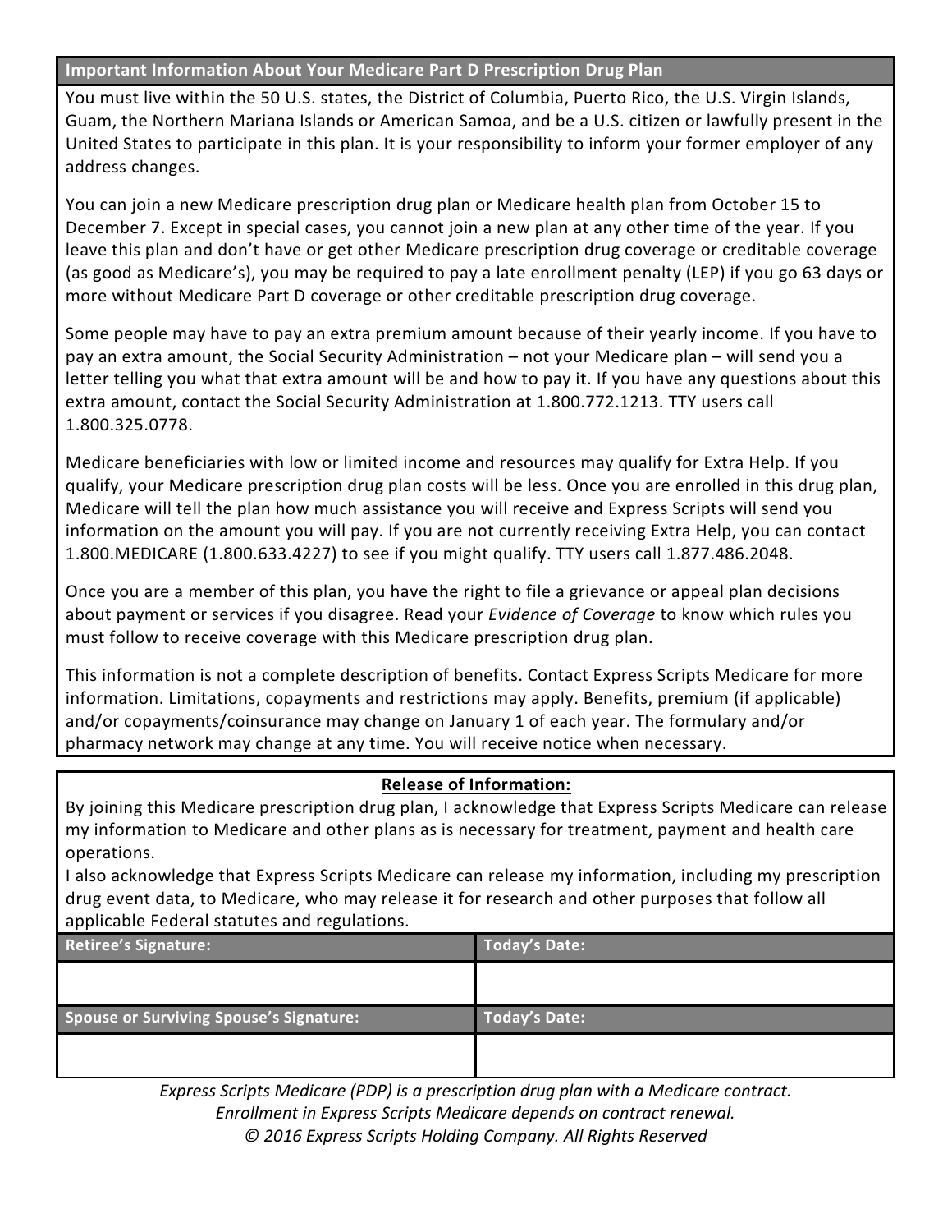## Important Information About Your Medicare Part D Prescription Drug Plan

You must live within the 50 U.S. states, the District of Columbia, Puerto Rico, the U.S. Virgin Islands, Guam, the Northern Mariana Islands or American Samoa, and be a U.S. citizen or lawfully present in the United States to participate in this plan. It is your responsibility to inform your former employer of any address changes.

You can join a new Medicare prescription drug plan or Medicare health plan from October 15 to December 7. Except in special cases, you cannot join a new plan at any other time of the year. If you leave this plan and don't have or get other Medicare prescription drug coverage or creditable coverage (as good as Medicare's), you may be required to pay a late enrollment penalty (LEP) if you go 63 days or more without Medicare Part D coverage or other creditable prescription drug coverage.

Some people may have to pay an extra premium amount because of their yearly income. If you have to pay an extra amount, the Social Security Administration – not your Medicare plan – will send you a letter telling you what that extra amount will be and how to pay it. If you have any questions about this extra amount, contact the Social Security Administration at 1.800.772.1213. TTY users call 1.800.325.0778.

Medicare beneficiaries with low or limited income and resources may qualify for Extra Help. If you qualify, your Medicare prescription drug plan costs will be less. Once you are enrolled in this drug plan, Medicare will tell the plan how much assistance you will receive and Express Scripts will send you information on the amount you will pay. If you are not currently receiving Extra Help, you can contact 1.800.MEDICARE (1.800.633.4227) to see if you might qualify. TTY users call 1.877.486.2048.

Once you are a member of this plan, you have the right to file a grievance or appeal plan decisions about payment or services if you disagree. Read your *Evidence of Coverage* to know which rules you must follow to receive coverage with this Medicare prescription drug plan.

This information is not a complete description of benefits. Contact Express Scripts Medicare for more information. Limitations, copayments and restrictions may apply. Benefits, premium (if applicable) and/or copayments/coinsurance may change on January 1 of each year. The formulary and/or pharmacy network may change at any time. You will receive notice when necessary.

**Release of Information:**

By joining this Medicare prescription drug plan, I acknowledge that Express Scripts Medicare can release my information to Medicare and other plans as is necessary for treatment, payment and health care operations.

I also acknowledge that Express Scripts Medicare can release my information, including my prescription drug event data, to Medicare, who may release it for research and other purposes that follow all applicable Federal statutes and regulations.

| Retiree's Signature: | Today's Date: |
|---|---|
| | |
| **Spouse or Surviving Spouse's Signature:** | **Today's Date:** |
| | |

*Express Scripts Medicare (PDP) is a prescription drug plan with a Medicare contract.*
*Enrollment in Express Scripts Medicare depends on contract renewal.*
*© 2016 Express Scripts Holding Company. All Rights Reserved*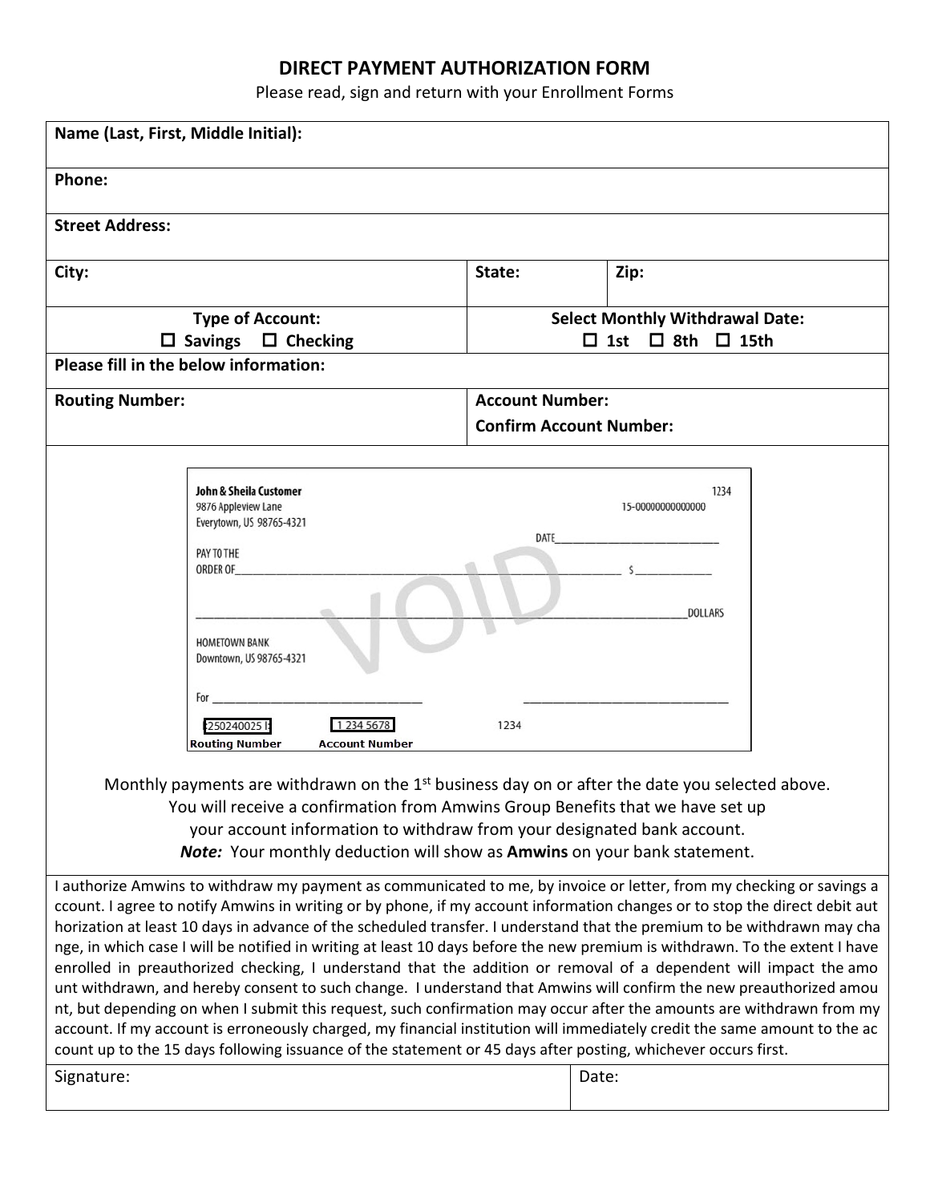## DIRECT PAYMENT AUTHORIZATION FORM

Please read, sign and return with your Enrollment Forms

| | | |
|---|---|---|
| **Name (Last, First, Middle Initial):** | | |
| **Phone:** | | |
| **Street Address:** | | |
| **City:** | **State:** | **Zip:** |
| **Type of Account:** ☐ **Savings** ☐ **Checking** | **Select Monthly Withdrawal Date:** ☐ **1st** ☐ **8th** ☐ **15th** | |
| **Please fill in the below information:** | | |
| **Routing Number:** | **Account Number:** **Confirm Account Number:** | |

John & Sheila Customer
9876 Appleview Lane
Everytown, US 98765-4321

1234
15-000000000000000

DATE________________________

PAY TO THE ORDER OF______________________________ $____________

______________________________________________DOLLARS

HOMETOWN BANK
Downtown, US 98765-4321

VOID

For ______________________ ______________________

⑆250240025⑆ 1 234 5678 1234

Routing Number Account Number

Monthly payments are withdrawn on the 1st business day on or after the date you selected above. You will receive a confirmation from Amwins Group Benefits that we have set up your account information to withdraw from your designated bank account.
***Note:*** Your monthly deduction will show as **Amwins** on your bank statement.

I authorize Amwins to withdraw my payment as communicated to me, by invoice or letter, from my checking or savings account. I agree to notify Amwins in writing or by phone, if my account information changes or to stop the direct debit authorization at least 10 days in advance of the scheduled transfer. I understand that the premium to be withdrawn may change, in which case I will be notified in writing at least 10 days before the new premium is withdrawn. To the extent I have enrolled in preauthorized checking, I understand that the addition or removal of a dependent will impact the amount withdrawn, and hereby consent to such change. I understand that Amwins will confirm the new preauthorized amount, but depending on when I submit this request, such confirmation may occur after the amounts are withdrawn from my account. If my account is erroneously charged, my financial institution will immediately credit the same amount to the account up to the 15 days following issuance of the statement or 45 days after posting, whichever occurs first.

| Signature: | Date: |
|---|---|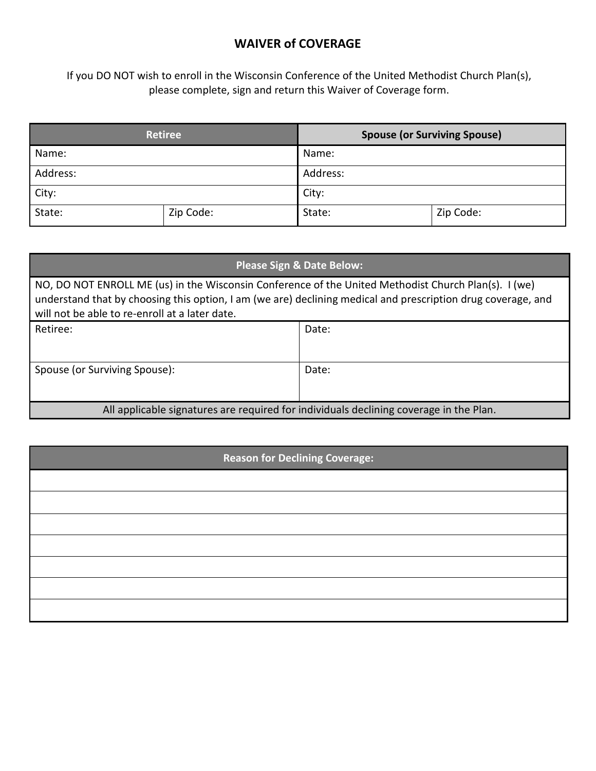# WAIVER of COVERAGE

If you DO NOT wish to enroll in the Wisconsin Conference of the United Methodist Church Plan(s), please complete, sign and return this Waiver of Coverage form.

| Retiree | | Spouse (or Surviving Spouse) | |
|---|---|---|---|
| Name: | | Name: | |
| Address: | | Address: | |
| City: | | City: | |
| State: | Zip Code: | State: | Zip Code: |

| Please Sign & Date Below: | |
|---|---|
| NO, DO NOT ENROLL ME (us) in the Wisconsin Conference of the United Methodist Church Plan(s). I (we) understand that by choosing this option, I am (we are) declining medical and prescription drug coverage, and will not be able to re-enroll at a later date. | |
| Retiree: | Date: |
| Spouse (or Surviving Spouse): | Date: |
| All applicable signatures are required for individuals declining coverage in the Plan. | |

| Reason for Declining Coverage: |
|---|
| |
| |
| |
| |
| |
| |
| |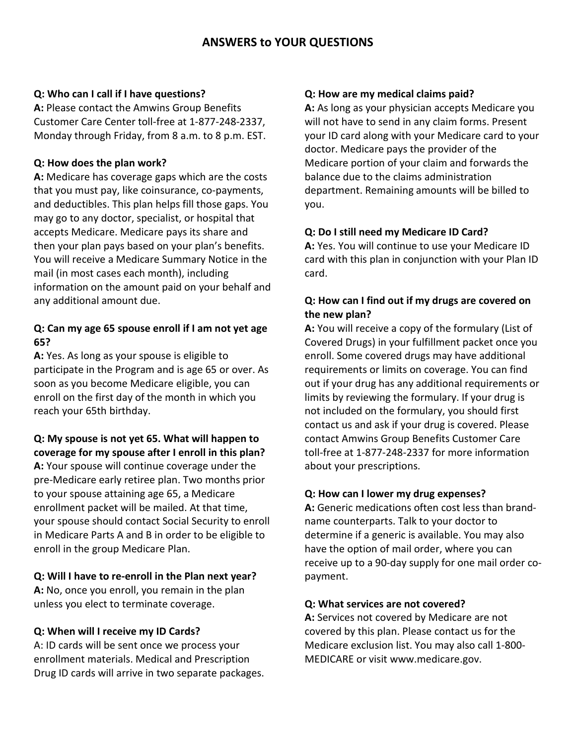# ANSWERS to YOUR QUESTIONS

**Q: Who can I call if I have questions?**
**A:** Please contact the Amwins Group Benefits Customer Care Center toll-free at 1-877-248-2337, Monday through Friday, from 8 a.m. to 8 p.m. EST.

**Q: How does the plan work?**
**A:** Medicare has coverage gaps which are the costs that you must pay, like coinsurance, co-payments, and deductibles. This plan helps fill those gaps. You may go to any doctor, specialist, or hospital that accepts Medicare. Medicare pays its share and then your plan pays based on your plan's benefits. You will receive a Medicare Summary Notice in the mail (in most cases each month), including information on the amount paid on your behalf and any additional amount due.

**Q: Can my age 65 spouse enroll if I am not yet age 65?**
**A:** Yes. As long as your spouse is eligible to participate in the Program and is age 65 or over. As soon as you become Medicare eligible, you can enroll on the first day of the month in which you reach your 65th birthday.

**Q: My spouse is not yet 65. What will happen to coverage for my spouse after I enroll in this plan?**
**A:** Your spouse will continue coverage under the pre-Medicare early retiree plan. Two months prior to your spouse attaining age 65, a Medicare enrollment packet will be mailed. At that time, your spouse should contact Social Security to enroll in Medicare Parts A and B in order to be eligible to enroll in the group Medicare Plan.

**Q: Will I have to re-enroll in the Plan next year?**
**A:** No, once you enroll, you remain in the plan unless you elect to terminate coverage.

**Q: When will I receive my ID Cards?**
A: ID cards will be sent once we process your enrollment materials. Medical and Prescription Drug ID cards will arrive in two separate packages.

**Q: How are my medical claims paid?**
**A:** As long as your physician accepts Medicare you will not have to send in any claim forms. Present your ID card along with your Medicare card to your doctor. Medicare pays the provider of the Medicare portion of your claim and forwards the balance due to the claims administration department. Remaining amounts will be billed to you.

**Q: Do I still need my Medicare ID Card?**
**A:** Yes. You will continue to use your Medicare ID card with this plan in conjunction with your Plan ID card.

**Q: How can I find out if my drugs are covered on the new plan?**
**A:** You will receive a copy of the formulary (List of Covered Drugs) in your fulfillment packet once you enroll. Some covered drugs may have additional requirements or limits on coverage. You can find out if your drug has any additional requirements or limits by reviewing the formulary. If your drug is not included on the formulary, you should first contact us and ask if your drug is covered. Please contact Amwins Group Benefits Customer Care toll-free at 1-877-248-2337 for more information about your prescriptions.

**Q: How can I lower my drug expenses?**
**A:** Generic medications often cost less than brand-name counterparts. Talk to your doctor to determine if a generic is available. You may also have the option of mail order, where you can receive up to a 90-day supply for one mail order co-payment.

**Q: What services are not covered?**
**A:** Services not covered by Medicare are not covered by this plan. Please contact us for the Medicare exclusion list. You may also call 1-800-MEDICARE or visit www.medicare.gov.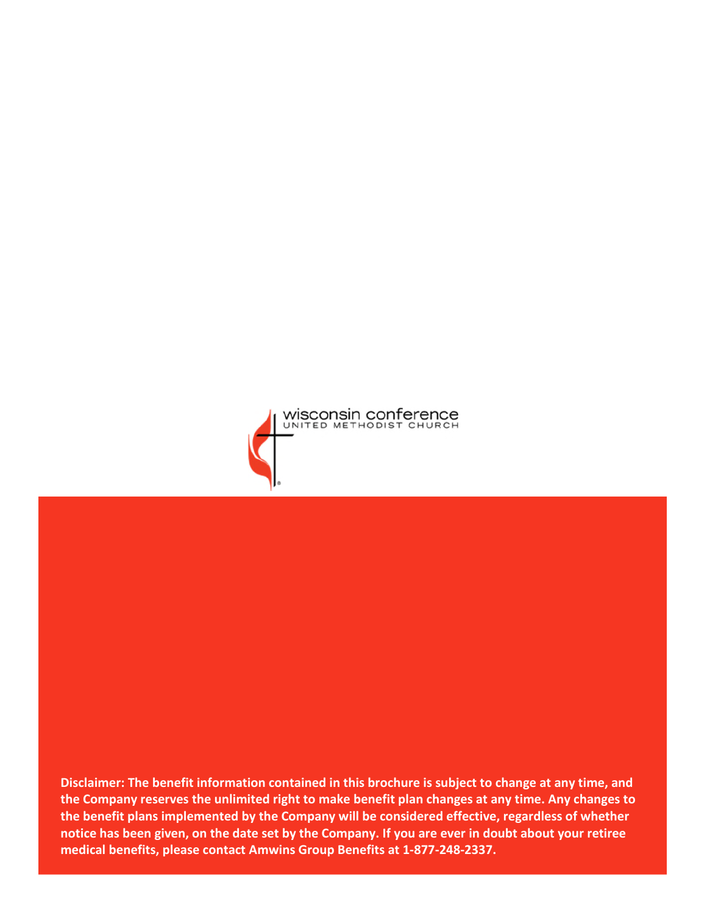wisconsin conference
UNITED METHODIST CHURCH

**Disclaimer: The benefit information contained in this brochure is subject to change at any time, and the Company reserves the unlimited right to make benefit plan changes at any time. Any changes to the benefit plans implemented by the Company will be considered effective, regardless of whether notice has been given, on the date set by the Company. If you are ever in doubt about your retiree medical benefits, please contact Amwins Group Benefits at 1-877-248-2337.**